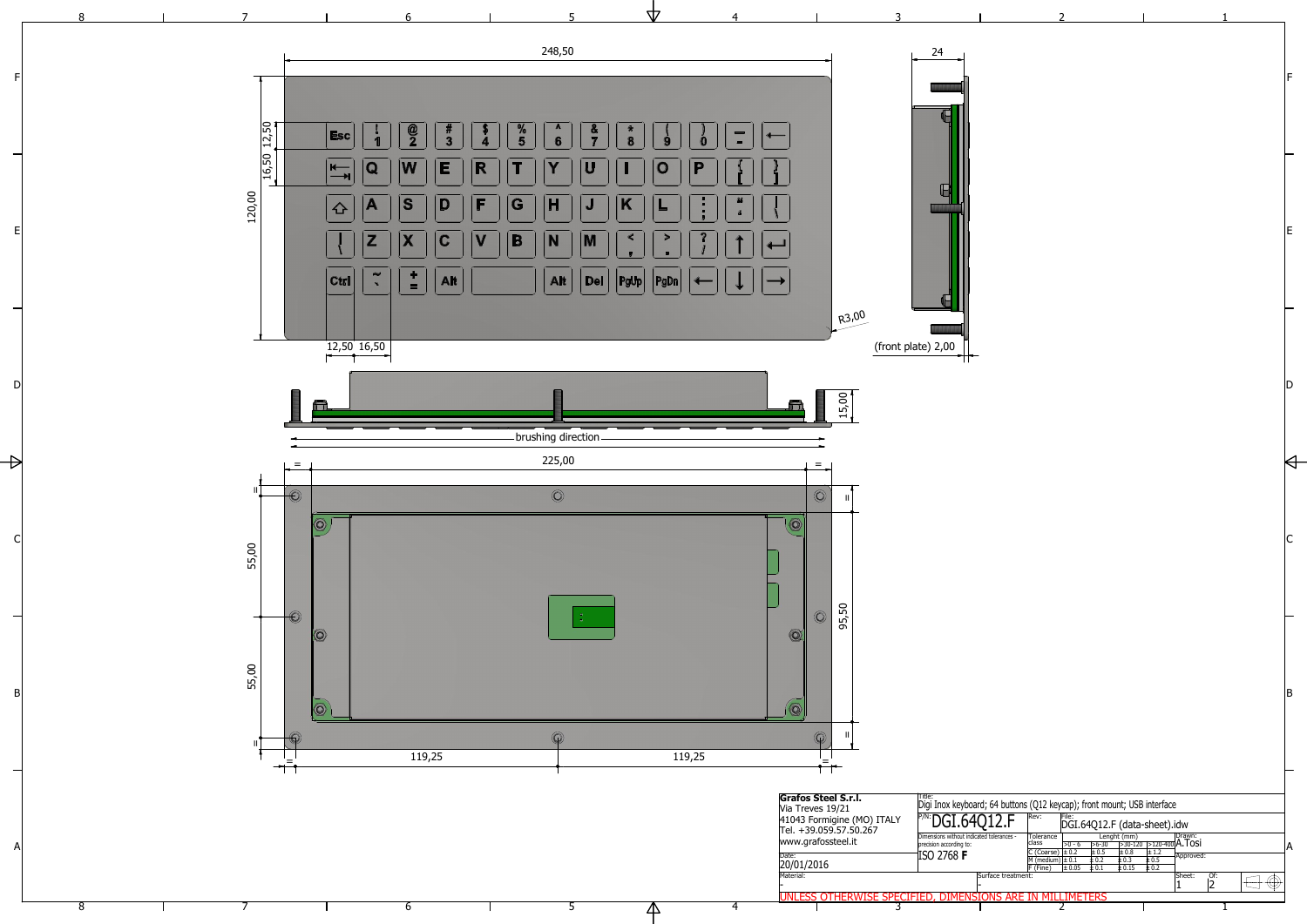248,50

24

120,00

16,50 12,50

12,50 16,50

R3,00

(front plate) 2,00

15,00

brushing direction

225,00

55,00

55,00

95,50

119,25 119,25

| | | | | | | |
|---|---|---|---|---|---|---|
| **Grafos Steel S.r.l.** Via Treves 19/21 41043 Formigine (MO) ITALY Tel. +39.059.57.50.267 www.grafossteel.it | Title: Digi Inox keyboard; 64 buttons (Q12 keycap); front mount; USB interface | | | | | |
| | P/N: DGI.64Q12.F | Rev: | File: DGI.64Q12.F (data-sheet).idw | | | |
| | Dimensions without indicated tolerances - precision according to: ISO 2768 **F** | Tolerance class | Lenght (mm) | | | Drawn: A.Tosi |
| | | | >0 - 6 | >6-30 | >30-120 | >120-400 |
| | | C (Coarse) | ± 0.2 | ± 0.5 | ± 0.8 | ± 1.2 |
| | | M (medium) | ± 0.1 | ± 0.2 | ± 0.3 | ± 0.5 |
| Date: 20/01/2016 | | F (Fine) | ± 0.05 | ± 0.1 | ± 0.15 | ± 0.2 |
| Material: - | Surface treatment: - | | | | Sheet: 1 | Of: 2 |

UNLESS OTHERWISE SPECIFIED, DIMENSIONS ARE IN MILLIMETERS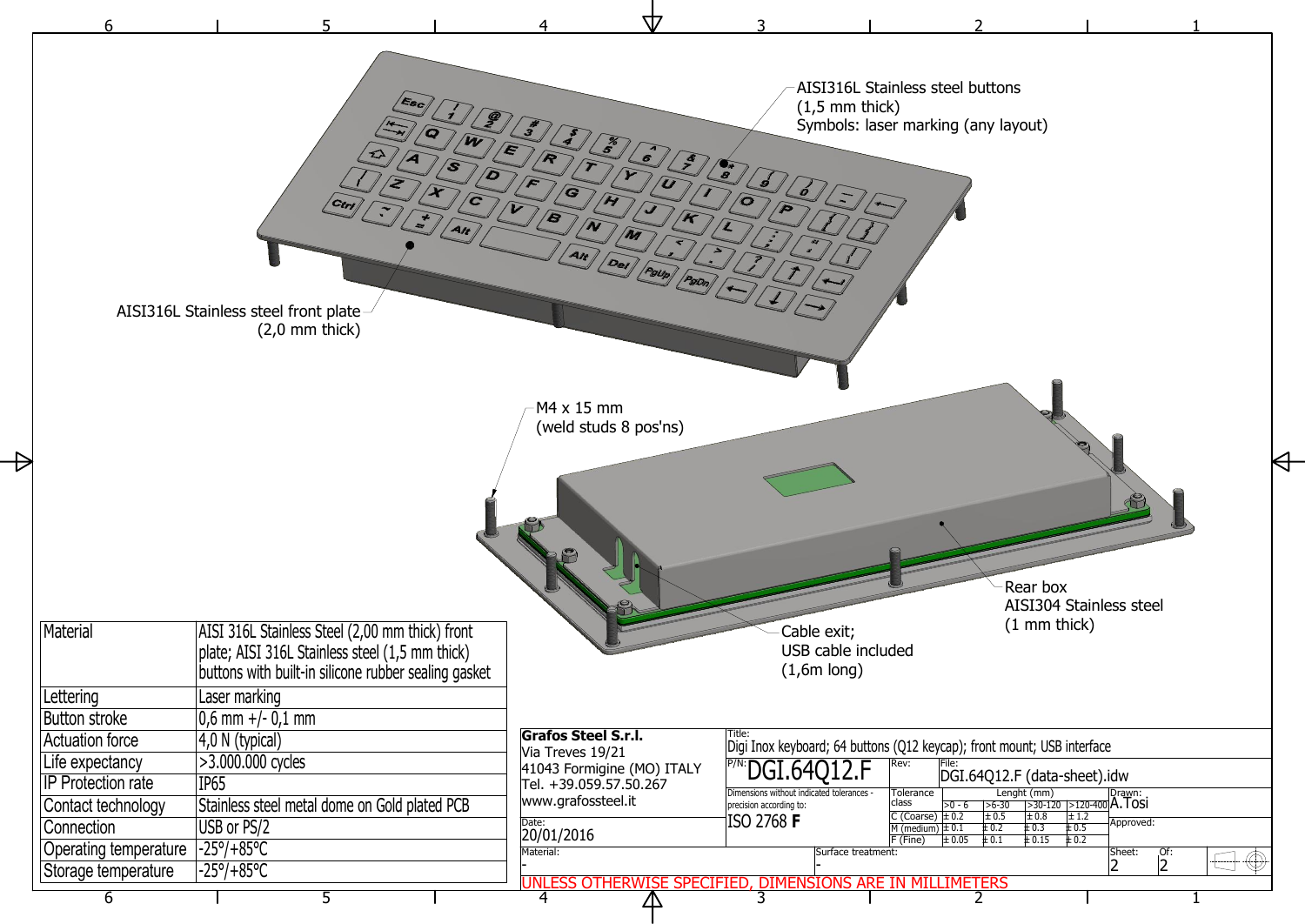AISI316L Stainless steel buttons
(1,5 mm thick)
Symbols: laser marking (any layout)

AISI316L Stainless steel front plate
(2,0 mm thick)

M4 x 15 mm
(weld studs 8 pos'ns)

Rear box
AISI304 Stainless steel
(1 mm thick)

Cable exit;
USB cable included
(1,6m long)

| | |
|---|---|
| Material | AISI 316L Stainless Steel (2,00 mm thick) front plate; AISI 316L Stainless steel (1,5 mm thick) buttons with built-in silicone rubber sealing gasket |
| Lettering | Laser marking |
| Button stroke | 0,6 mm +/- 0,1 mm |
| Actuation force | 4,0 N (typical) |
| Life expectancy | >3.000.000 cycles |
| IP Protection rate | IP65 |
| Contact technology | Stainless steel metal dome on Gold plated PCB |
| Connection | USB or PS/2 |
| Operating temperature | -25°/+85°C |
| Storage temperature | -25°/+85°C |

**Grafos Steel S.r.l.**
Via Treves 19/21
41043 Formigine (MO) ITALY
Tel. +39.059.57.50.267
www.grafossteel.it

Date: 20/01/2016

Title: Digi Inox keyboard; 64 buttons (Q12 keycap); front mount; USB interface

P/N: DGI.64Q12.F

Rev:

File: DGI.64Q12.F (data-sheet).idw

Dimensions without indicated tolerances - precision according to: ISO 2768 **F**

| Tolerance class | Lenght (mm) | | | |
|---|---|---|---|---|
| | >0 - 6 | >6-30 | >30-120 | >120-400 |
| C (Coarse) | ± 0.2 | ± 0.5 | ± 0.8 | ± 1.2 |
| M (medium) | ± 0.1 | ± 0.2 | ± 0.3 | ± 0.5 |
| F (Fine) | ± 0.05 | ± 0.1 | ± 0.15 | ± 0.2 |

Drawn: A.Tosi

Approved:

Material: -

Surface treatment: -

Sheet: 2 Of: 2

UNLESS OTHERWISE SPECIFIED, DIMENSIONS ARE IN MILLIMETERS